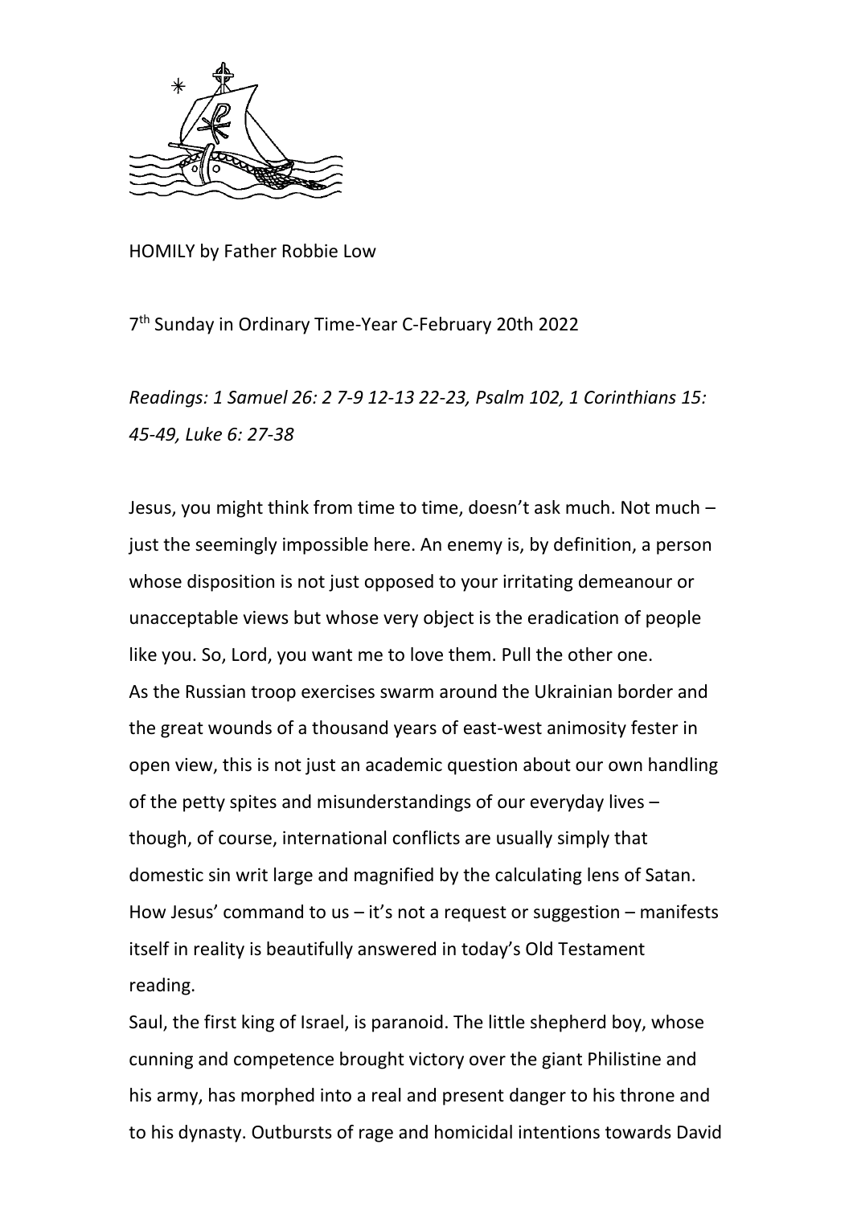HOMILY by Father Robbie Low

7th Sunday in Ordinary Time-Year C-February 20th 2022

*Readings: 1 Samuel 26: 2 7-9 12-13 22-23, Psalm 102, 1 Corinthians 15: 45-49, Luke 6: 27-38*

Jesus, you might think from time to time, doesn't ask much. Not much – just the seemingly impossible here. An enemy is, by definition, a person whose disposition is not just opposed to your irritating demeanour or unacceptable views but whose very object is the eradication of people like you. So, Lord, you want me to love them. Pull the other one.

As the Russian troop exercises swarm around the Ukrainian border and the great wounds of a thousand years of east-west animosity fester in open view, this is not just an academic question about our own handling of the petty spites and misunderstandings of our everyday lives – though, of course, international conflicts are usually simply that domestic sin writ large and magnified by the calculating lens of Satan.

How Jesus' command to us – it's not a request or suggestion – manifests itself in reality is beautifully answered in today's Old Testament reading.

Saul, the first king of Israel, is paranoid. The little shepherd boy, whose cunning and competence brought victory over the giant Philistine and his army, has morphed into a real and present danger to his throne and to his dynasty. Outbursts of rage and homicidal intentions towards David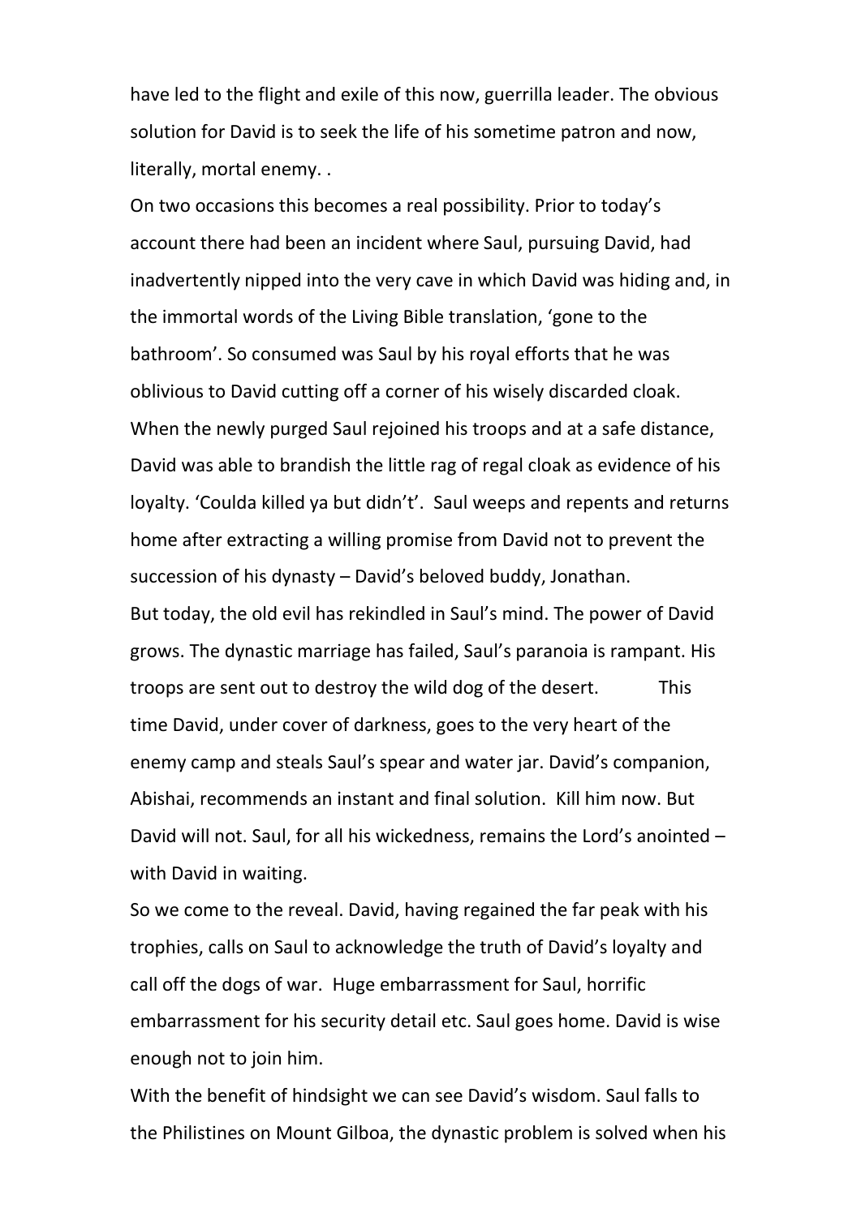have led to the flight and exile of this now, guerrilla leader. The obvious solution for David is to seek the life of his sometime patron and now, literally, mortal enemy. .

On two occasions this becomes a real possibility. Prior to today's account there had been an incident where Saul, pursuing David, had inadvertently nipped into the very cave in which David was hiding and, in the immortal words of the Living Bible translation, 'gone to the bathroom'. So consumed was Saul by his royal efforts that he was oblivious to David cutting off a corner of his wisely discarded cloak. When the newly purged Saul rejoined his troops and at a safe distance, David was able to brandish the little rag of regal cloak as evidence of his loyalty. 'Coulda killed ya but didn't'. Saul weeps and repents and returns home after extracting a willing promise from David not to prevent the succession of his dynasty – David's beloved buddy, Jonathan.

But today, the old evil has rekindled in Saul's mind. The power of David grows. The dynastic marriage has failed, Saul's paranoia is rampant. His troops are sent out to destroy the wild dog of the desert. This time David, under cover of darkness, goes to the very heart of the enemy camp and steals Saul's spear and water jar. David's companion, Abishai, recommends an instant and final solution. Kill him now. But David will not. Saul, for all his wickedness, remains the Lord's anointed – with David in waiting.

So we come to the reveal. David, having regained the far peak with his trophies, calls on Saul to acknowledge the truth of David's loyalty and call off the dogs of war. Huge embarrassment for Saul, horrific embarrassment for his security detail etc. Saul goes home. David is wise enough not to join him.

With the benefit of hindsight we can see David's wisdom. Saul falls to the Philistines on Mount Gilboa, the dynastic problem is solved when his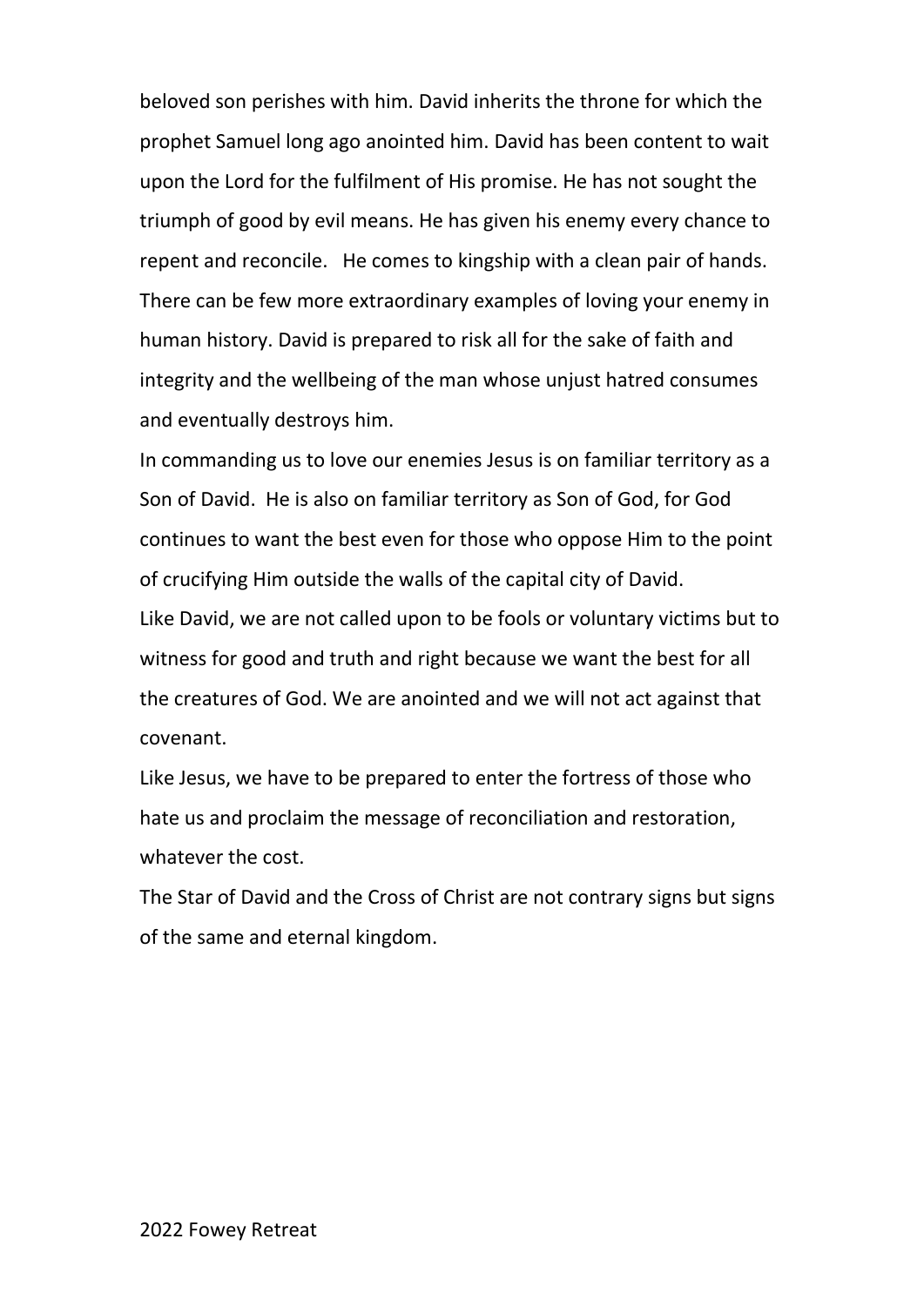beloved son perishes with him. David inherits the throne for which the prophet Samuel long ago anointed him. David has been content to wait upon the Lord for the fulfilment of His promise. He has not sought the triumph of good by evil means. He has given his enemy every chance to repent and reconcile. He comes to kingship with a clean pair of hands. There can be few more extraordinary examples of loving your enemy in human history. David is prepared to risk all for the sake of faith and integrity and the wellbeing of the man whose unjust hatred consumes and eventually destroys him.

In commanding us to love our enemies Jesus is on familiar territory as a Son of David. He is also on familiar territory as Son of God, for God continues to want the best even for those who oppose Him to the point of crucifying Him outside the walls of the capital city of David.

Like David, we are not called upon to be fools or voluntary victims but to witness for good and truth and right because we want the best for all the creatures of God. We are anointed and we will not act against that covenant.

Like Jesus, we have to be prepared to enter the fortress of those who hate us and proclaim the message of reconciliation and restoration, whatever the cost.

The Star of David and the Cross of Christ are not contrary signs but signs of the same and eternal kingdom.

2022 Fowey Retreat